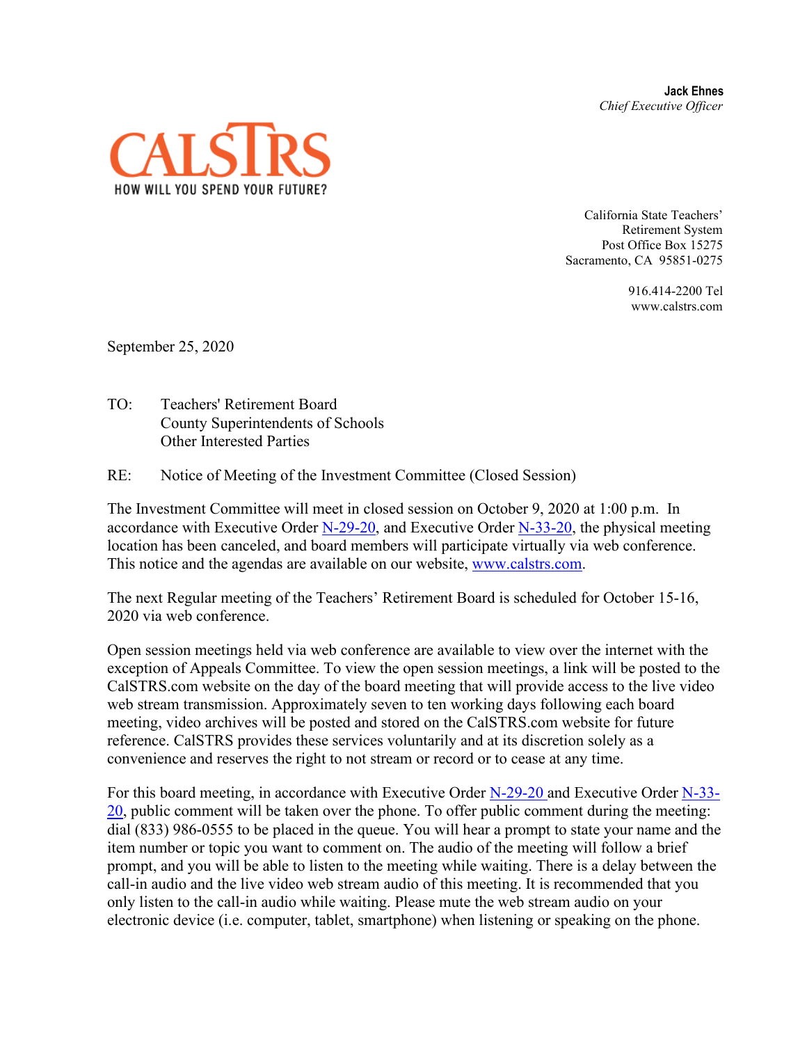**Jack Ehnes**
*Chief Executive Officer*

CALSTRS
HOW WILL YOU SPEND YOUR FUTURE?

California State Teachers' Retirement System
Post Office Box 15275
Sacramento, CA 95851-0275

916.414-2200 Tel
www.calstrs.com

September 25, 2020

TO: Teachers' Retirement Board
County Superintendents of Schools
Other Interested Parties

RE: Notice of Meeting of the Investment Committee (Closed Session)

The Investment Committee will meet in closed session on October 9, 2020 at 1:00 p.m. In accordance with Executive Order N-29-20, and Executive Order N-33-20, the physical meeting location has been canceled, and board members will participate virtually via web conference. This notice and the agendas are available on our website, www.calstrs.com.

The next Regular meeting of the Teachers' Retirement Board is scheduled for October 15-16, 2020 via web conference.

Open session meetings held via web conference are available to view over the internet with the exception of Appeals Committee. To view the open session meetings, a link will be posted to the CalSTRS.com website on the day of the board meeting that will provide access to the live video web stream transmission. Approximately seven to ten working days following each board meeting, video archives will be posted and stored on the CalSTRS.com website for future reference. CalSTRS provides these services voluntarily and at its discretion solely as a convenience and reserves the right to not stream or record or to cease at any time.

For this board meeting, in accordance with Executive Order N-29-20 and Executive Order N-33-20, public comment will be taken over the phone. To offer public comment during the meeting: dial (833) 986-0555 to be placed in the queue. You will hear a prompt to state your name and the item number or topic you want to comment on. The audio of the meeting will follow a brief prompt, and you will be able to listen to the meeting while waiting. There is a delay between the call-in audio and the live video web stream audio of this meeting. It is recommended that you only listen to the call-in audio while waiting. Please mute the web stream audio on your electronic device (i.e. computer, tablet, smartphone) when listening or speaking on the phone.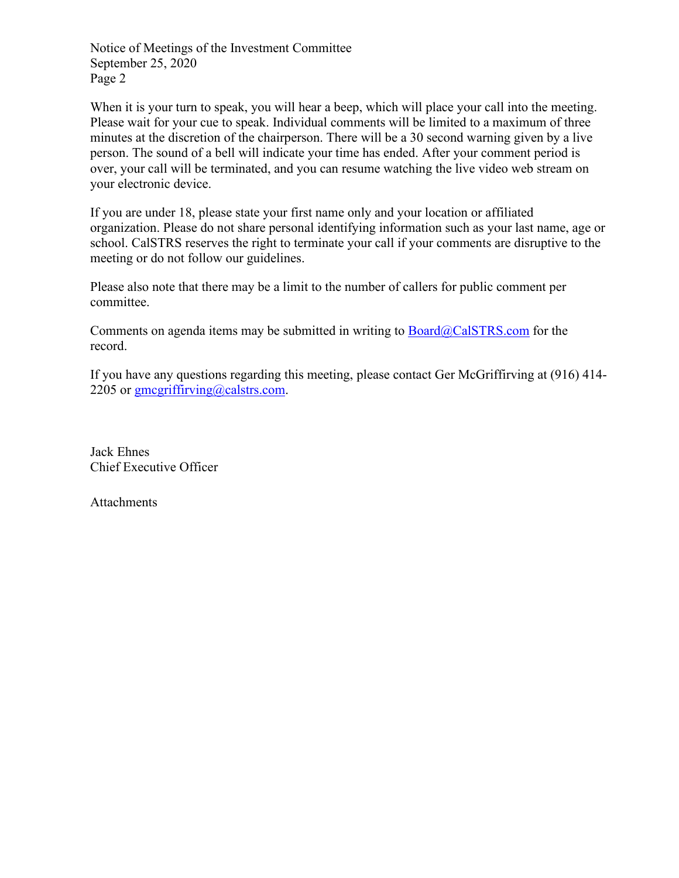When it is your turn to speak, you will hear a beep, which will place your call into the meeting. Please wait for your cue to speak. Individual comments will be limited to a maximum of three minutes at the discretion of the chairperson. There will be a 30 second warning given by a live person. The sound of a bell will indicate your time has ended. After your comment period is over, your call will be terminated, and you can resume watching the live video web stream on your electronic device.

If you are under 18, please state your first name only and your location or affiliated organization. Please do not share personal identifying information such as your last name, age or school. CalSTRS reserves the right to terminate your call if your comments are disruptive to the meeting or do not follow our guidelines.

Please also note that there may be a limit to the number of callers for public comment per committee.

Comments on agenda items may be submitted in writing to Board@CalSTRS.com for the record.

If you have any questions regarding this meeting, please contact Ger McGriffirving at (916) 414-2205 or gmcgriffirving@calstrs.com.

Jack Ehnes
Chief Executive Officer

Attachments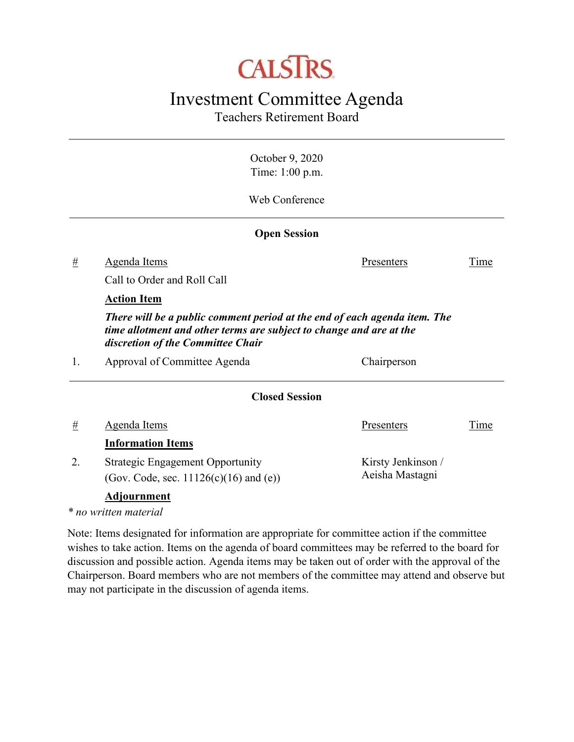CALSTRS

# Investment Committee Agenda

## Teachers Retirement Board

October 9, 2020
Time: 1:00 p.m.

Web Conference

---

**Open Session**

| # | Agenda Items | Presenters | Time |
|---|---|---|---|
| | Call to Order and Roll Call | | |
| | **Action Item** | | |
| | ***There will be a public comment period at the end of each agenda item. The time allotment and other terms are subject to change and are at the discretion of the Committee Chair*** | | |
| 1. | Approval of Committee Agenda | Chairperson | |

---

**Closed Session**

| # | Agenda Items | Presenters | Time |
|---|---|---|---|
| | **Information Items** | | |
| 2. | Strategic Engagement Opportunity (Gov. Code, sec. 11126(c)(16) and (e)) | Kirsty Jenkinson / Aeisha Mastagni | |
| | **Adjournment** | | |

*\* no written material*

Note: Items designated for information are appropriate for committee action if the committee wishes to take action. Items on the agenda of board committees may be referred to the board for discussion and possible action. Agenda items may be taken out of order with the approval of the Chairperson. Board members who are not members of the committee may attend and observe but may not participate in the discussion of agenda items.